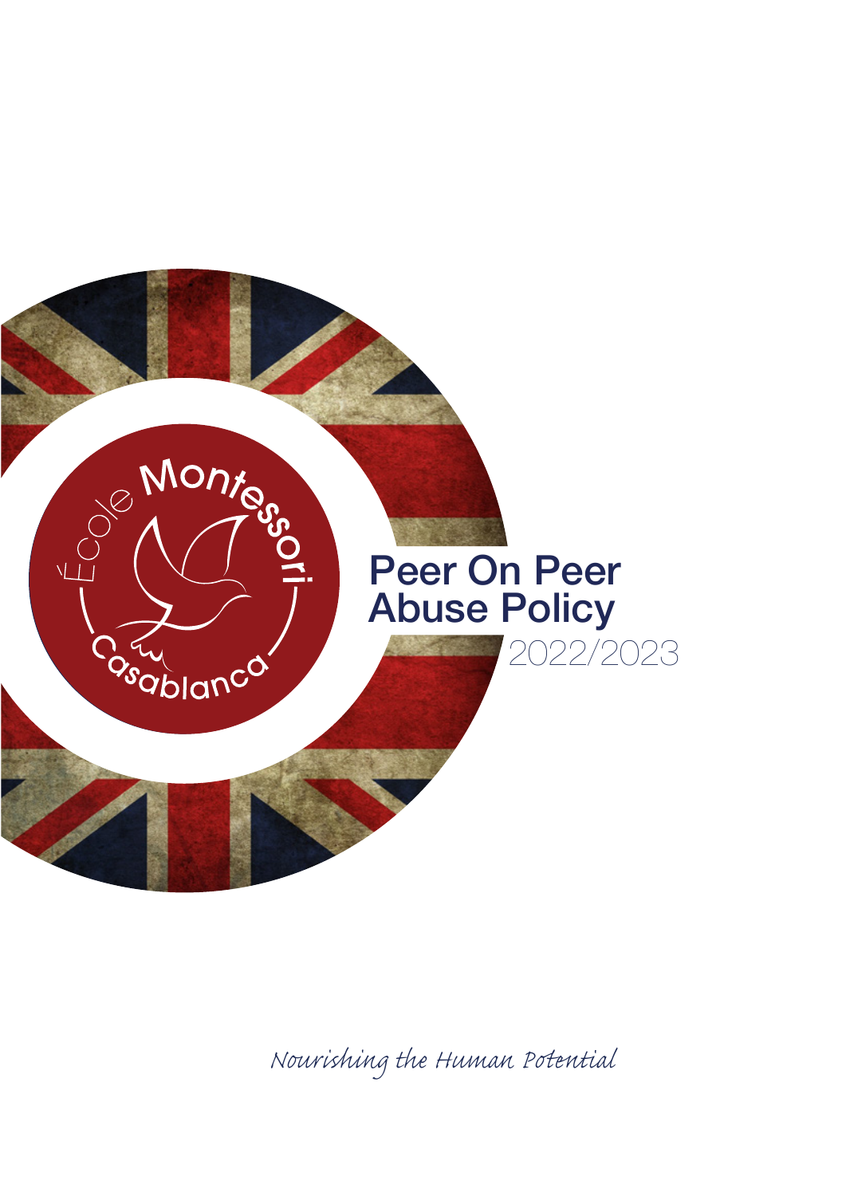École Montessori Casablanca

# Peer On Peer Abuse Policy

2022/2023

*Nourishing the Human Potential*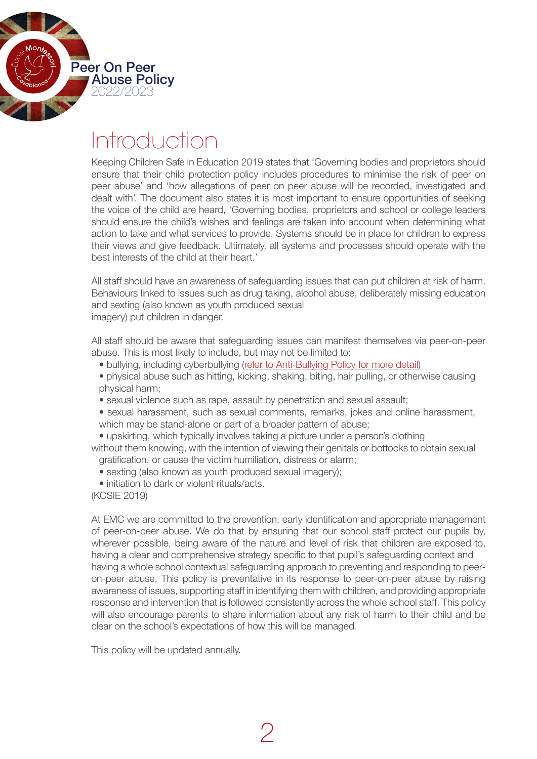# Introduction

Keeping Children Safe in Education 2019 states that 'Governing bodies and proprietors should ensure that their child protection policy includes procedures to minimise the risk of peer on peer abuse' and 'how allegations of peer on peer abuse will be recorded, investigated and dealt with'. The document also states it is most important to ensure opportunities of seeking the voice of the child are heard, 'Governing bodies, proprietors and school or college leaders should ensure the child's wishes and feelings are taken into account when determining what action to take and what services to provide. Systems should be in place for children to express their views and give feedback. Ultimately, all systems and processes should operate with the best interests of the child at their heart.'

All staff should have an awareness of safeguarding issues that can put children at risk of harm. Behaviours linked to issues such as drug taking, alcohol abuse, deliberately missing education and sexting (also known as youth produced sexual imagery) put children in danger.

All staff should be aware that safeguarding issues can manifest themselves via peer-on-peer abuse. This is most likely to include, but may not be limited to:

- bullying, including cyberbullying (refer to Anti-Bullying Policy for more detail)
- physical abuse such as hitting, kicking, shaking, biting, hair pulling, or otherwise causing physical harm;
- sexual violence such as rape, assault by penetration and sexual assault;
- sexual harassment, such as sexual comments, remarks, jokes and online harassment, which may be stand-alone or part of a broader pattern of abuse;
- upskirting, which typically involves taking a picture under a person's clothing without them knowing, with the intention of viewing their genitals or bottocks to obtain sexual gratification, or cause the victim humiliation, distress or alarm;
- sexting (also known as youth produced sexual imagery);
- initiation to dark or violent rituals/acts.

(KCSIE 2019)

At EMC we are committed to the prevention, early identification and appropriate management of peer-on-peer abuse. We do that by ensuring that our school staff protect our pupils by, wherever possible, being aware of the nature and level of risk that children are exposed to, having a clear and comprehensive strategy specific to that pupil's safeguarding context and having a whole school contextual safeguarding approach to preventing and responding to peer-on-peer abuse. This policy is preventative in its response to peer-on-peer abuse by raising awareness of issues, supporting staff in identifying them with children, and providing appropriate response and intervention that is followed consistently across the whole school staff. This policy will also encourage parents to share information about any risk of harm to their child and be clear on the school's expectations of how this will be managed.

This policy will be updated annually.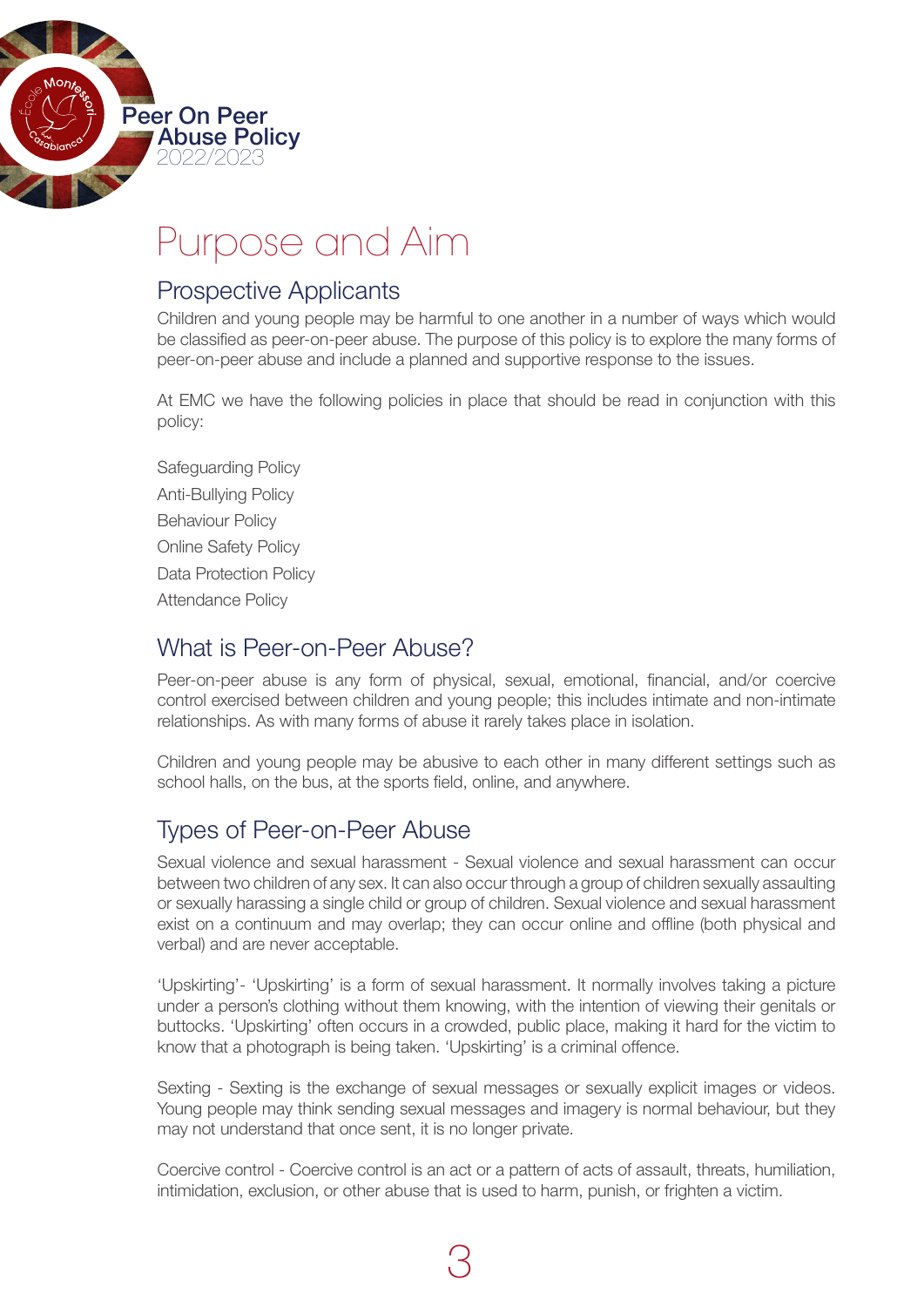# Purpose and Aim

## Prospective Applicants

Children and young people may be harmful to one another in a number of ways which would be classified as peer-on-peer abuse. The purpose of this policy is to explore the many forms of peer-on-peer abuse and include a planned and supportive response to the issues.

At EMC we have the following policies in place that should be read in conjunction with this policy:

Safeguarding Policy
Anti-Bullying Policy
Behaviour Policy
Online Safety Policy
Data Protection Policy
Attendance Policy

## What is Peer-on-Peer Abuse?

Peer-on-peer abuse is any form of physical, sexual, emotional, financial, and/or coercive control exercised between children and young people; this includes intimate and non-intimate relationships. As with many forms of abuse it rarely takes place in isolation.

Children and young people may be abusive to each other in many different settings such as school halls, on the bus, at the sports field, online, and anywhere.

## Types of Peer-on-Peer Abuse

Sexual violence and sexual harassment - Sexual violence and sexual harassment can occur between two children of any sex. It can also occur through a group of children sexually assaulting or sexually harassing a single child or group of children. Sexual violence and sexual harassment exist on a continuum and may overlap; they can occur online and offline (both physical and verbal) and are never acceptable.

'Upskirting'- 'Upskirting' is a form of sexual harassment. It normally involves taking a picture under a person's clothing without them knowing, with the intention of viewing their genitals or buttocks. 'Upskirting' often occurs in a crowded, public place, making it hard for the victim to know that a photograph is being taken. 'Upskirting' is a criminal offence.

Sexting - Sexting is the exchange of sexual messages or sexually explicit images or videos. Young people may think sending sexual messages and imagery is normal behaviour, but they may not understand that once sent, it is no longer private.

Coercive control - Coercive control is an act or a pattern of acts of assault, threats, humiliation, intimidation, exclusion, or other abuse that is used to harm, punish, or frighten a victim.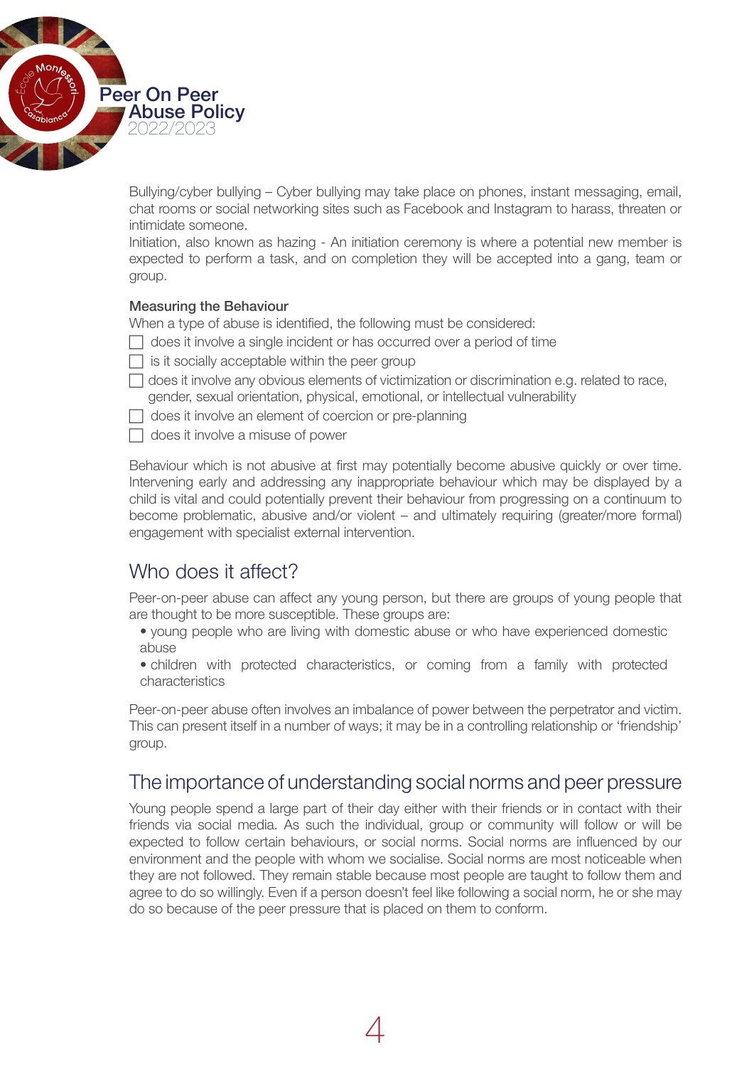Bullying/cyber bullying – Cyber bullying may take place on phones, instant messaging, email, chat rooms or social networking sites such as Facebook and Instagram to harass, threaten or intimidate someone.
Initiation, also known as hazing - An initiation ceremony is where a potential new member is expected to perform a task, and on completion they will be accepted into a gang, team or group.

**Measuring the Behaviour**

When a type of abuse is identified, the following must be considered:

- [ ] does it involve a single incident or has occurred over a period of time
- [ ] is it socially acceptable within the peer group
- [ ] does it involve any obvious elements of victimization or discrimination e.g. related to race, gender, sexual orientation, physical, emotional, or intellectual vulnerability
- [ ] does it involve an element of coercion or pre-planning
- [ ] does it involve a misuse of power

Behaviour which is not abusive at first may potentially become abusive quickly or over time. Intervening early and addressing any inappropriate behaviour which may be displayed by a child is vital and could potentially prevent their behaviour from progressing on a continuum to become problematic, abusive and/or violent – and ultimately requiring (greater/more formal) engagement with specialist external intervention.

## Who does it affect?

Peer-on-peer abuse can affect any young person, but there are groups of young people that are thought to be more susceptible. These groups are:

- young people who are living with domestic abuse or who have experienced domestic abuse
- children with protected characteristics, or coming from a family with protected characteristics

Peer-on-peer abuse often involves an imbalance of power between the perpetrator and victim. This can present itself in a number of ways; it may be in a controlling relationship or 'friendship' group.

## The importance of understanding social norms and peer pressure

Young people spend a large part of their day either with their friends or in contact with their friends via social media. As such the individual, group or community will follow or will be expected to follow certain behaviours, or social norms. Social norms are influenced by our environment and the people with whom we socialise. Social norms are most noticeable when they are not followed. They remain stable because most people are taught to follow them and agree to do so willingly. Even if a person doesn't feel like following a social norm, he or she may do so because of the peer pressure that is placed on them to conform.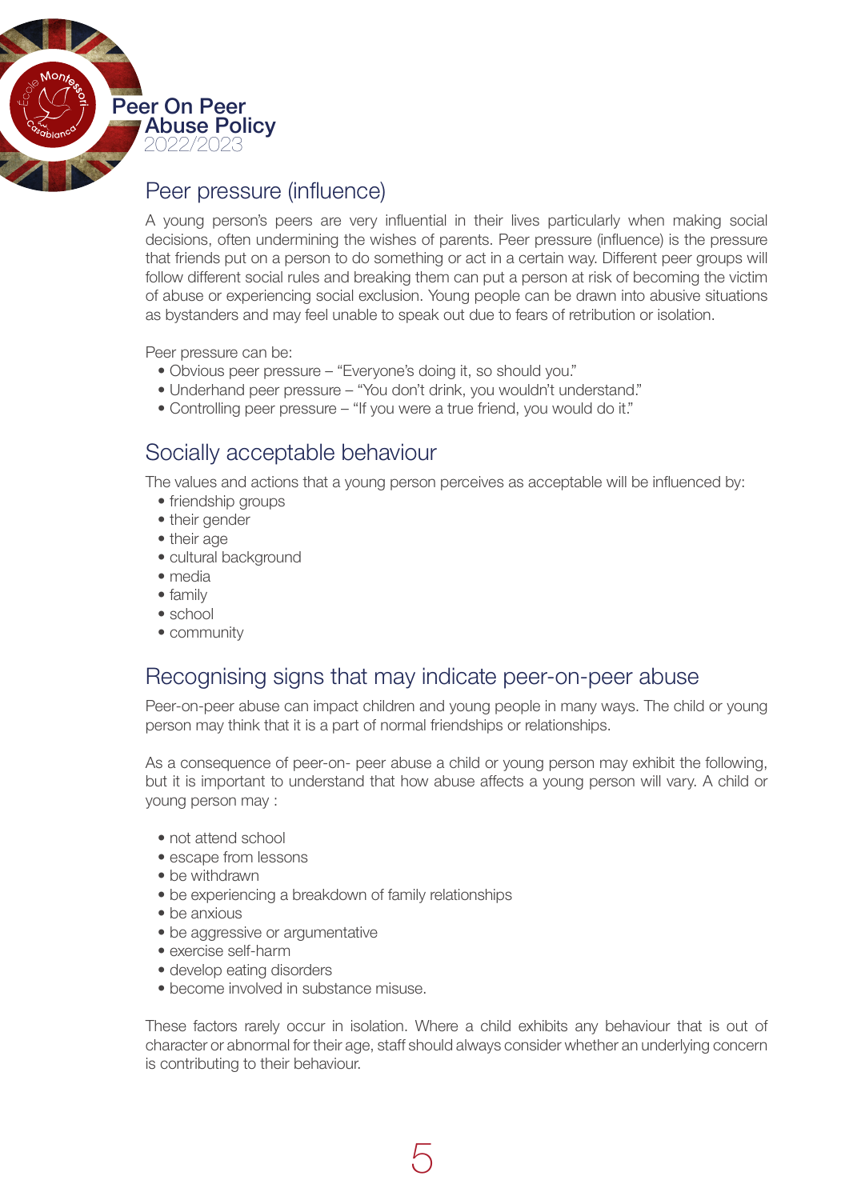## Peer pressure (influence)

A young person's peers are very influential in their lives particularly when making social decisions, often undermining the wishes of parents. Peer pressure (influence) is the pressure that friends put on a person to do something or act in a certain way. Different peer groups will follow different social rules and breaking them can put a person at risk of becoming the victim of abuse or experiencing social exclusion. Young people can be drawn into abusive situations as bystanders and may feel unable to speak out due to fears of retribution or isolation.

Peer pressure can be:

- Obvious peer pressure – "Everyone's doing it, so should you."
- Underhand peer pressure – "You don't drink, you wouldn't understand."
- Controlling peer pressure – "If you were a true friend, you would do it."

## Socially acceptable behaviour

The values and actions that a young person perceives as acceptable will be influenced by:

- friendship groups
- their gender
- their age
- cultural background
- media
- family
- school
- community

## Recognising signs that may indicate peer-on-peer abuse

Peer-on-peer abuse can impact children and young people in many ways. The child or young person may think that it is a part of normal friendships or relationships.

As a consequence of peer-on- peer abuse a child or young person may exhibit the following, but it is important to understand that how abuse affects a young person will vary. A child or young person may :

- not attend school
- escape from lessons
- be withdrawn
- be experiencing a breakdown of family relationships
- be anxious
- be aggressive or argumentative
- exercise self-harm
- develop eating disorders
- become involved in substance misuse.

These factors rarely occur in isolation. Where a child exhibits any behaviour that is out of character or abnormal for their age, staff should always consider whether an underlying concern is contributing to their behaviour.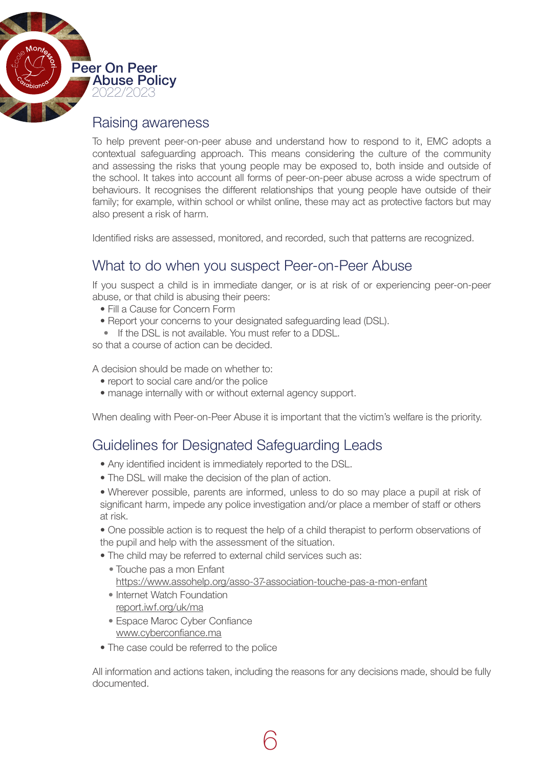## Raising awareness

To help prevent peer-on-peer abuse and understand how to respond to it, EMC adopts a contextual safeguarding approach. This means considering the culture of the community and assessing the risks that young people may be exposed to, both inside and outside of the school. It takes into account all forms of peer-on-peer abuse across a wide spectrum of behaviours. It recognises the different relationships that young people have outside of their family; for example, within school or whilst online, these may act as protective factors but may also present a risk of harm.

Identified risks are assessed, monitored, and recorded, such that patterns are recognized.

## What to do when you suspect Peer-on-Peer Abuse

If you suspect a child is in immediate danger, or is at risk of or experiencing peer-on-peer abuse, or that child is abusing their peers:

- Fill a Cause for Concern Form
- Report your concerns to your designated safeguarding lead (DSL).
- If the DSL is not available. You must refer to a DDSL.

so that a course of action can be decided.

A decision should be made on whether to:

- report to social care and/or the police
- manage internally with or without external agency support.

When dealing with Peer-on-Peer Abuse it is important that the victim's welfare is the priority.

## Guidelines for Designated Safeguarding Leads

- Any identified incident is immediately reported to the DSL.
- The DSL will make the decision of the plan of action.
- Wherever possible, parents are informed, unless to do so may place a pupil at risk of significant harm, impede any police investigation and/or place a member of staff or others at risk.
- One possible action is to request the help of a child therapist to perform observations of the pupil and help with the assessment of the situation.
- The child may be referred to external child services such as:
  - Touche pas a mon Enfant
    https://www.assohelp.org/asso-37-association-touche-pas-a-mon-enfant
  - Internet Watch Foundation
    report.iwf.org/uk/ma
  - Espace Maroc Cyber Confiance
    www.cyberconfiance.ma
- The case could be referred to the police

All information and actions taken, including the reasons for any decisions made, should be fully documented.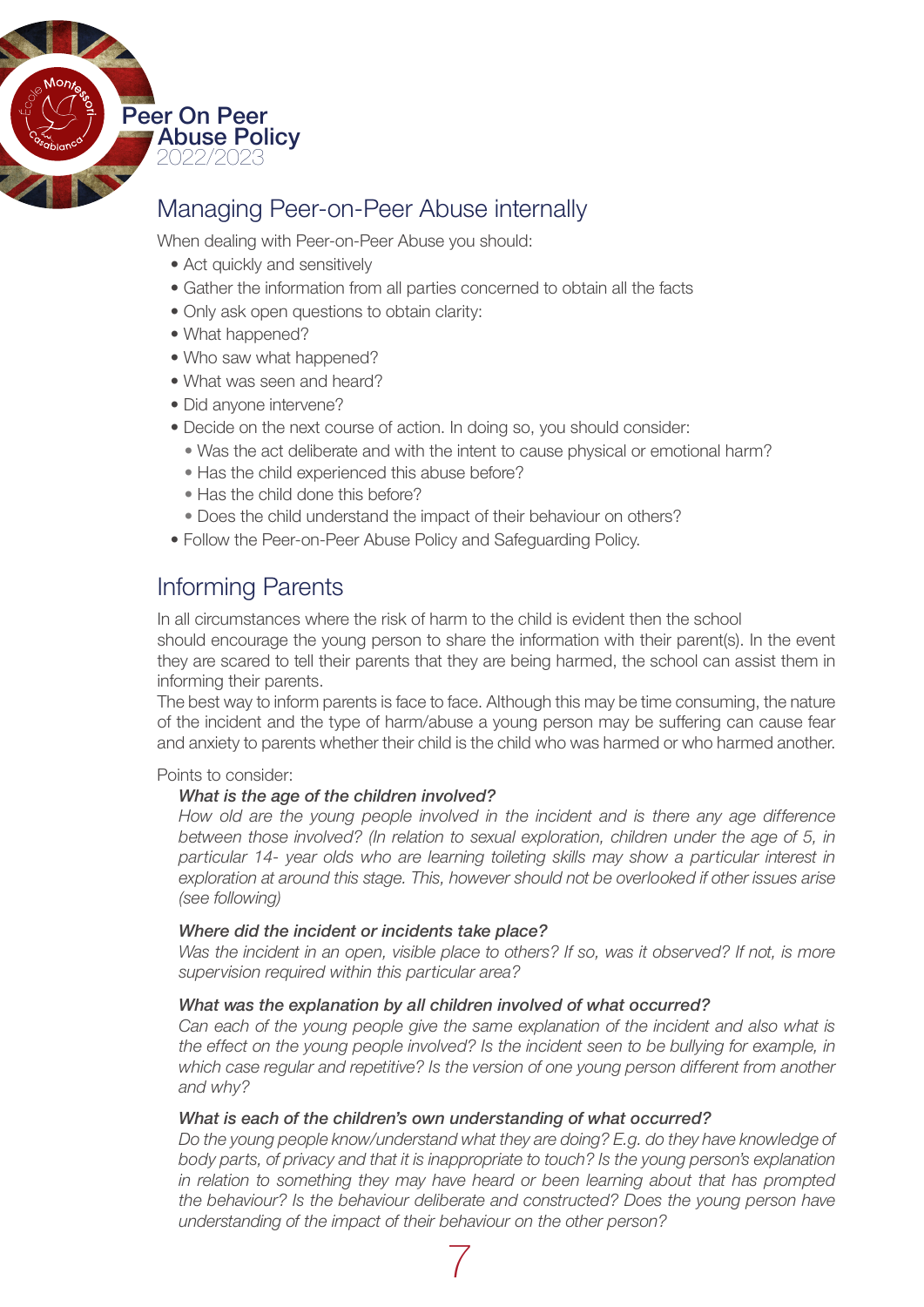## Managing Peer-on-Peer Abuse internally

When dealing with Peer-on-Peer Abuse you should:

- Act quickly and sensitively
- Gather the information from all parties concerned to obtain all the facts
- Only ask open questions to obtain clarity:
- What happened?
- Who saw what happened?
- What was seen and heard?
- Did anyone intervene?
- Decide on the next course of action. In doing so, you should consider:
  - Was the act deliberate and with the intent to cause physical or emotional harm?
  - Has the child experienced this abuse before?
  - Has the child done this before?
  - Does the child understand the impact of their behaviour on others?
- Follow the Peer-on-Peer Abuse Policy and Safeguarding Policy.

## Informing Parents

In all circumstances where the risk of harm to the child is evident then the school should encourage the young person to share the information with their parent(s). In the event they are scared to tell their parents that they are being harmed, the school can assist them in informing their parents.

The best way to inform parents is face to face. Although this may be time consuming, the nature of the incident and the type of harm/abuse a young person may be suffering can cause fear and anxiety to parents whether their child is the child who was harmed or who harmed another.

Points to consider:

***What is the age of the children involved?***

*How old are the young people involved in the incident and is there any age difference between those involved? (In relation to sexual exploration, children under the age of 5, in particular 14- year olds who are learning toileting skills may show a particular interest in exploration at around this stage. This, however should not be overlooked if other issues arise (see following)*

***Where did the incident or incidents take place?***

*Was the incident in an open, visible place to others? If so, was it observed? If not, is more supervision required within this particular area?*

***What was the explanation by all children involved of what occurred?***

*Can each of the young people give the same explanation of the incident and also what is the effect on the young people involved? Is the incident seen to be bullying for example, in which case regular and repetitive? Is the version of one young person different from another and why?*

***What is each of the children's own understanding of what occurred?***

*Do the young people know/understand what they are doing? E.g. do they have knowledge of body parts, of privacy and that it is inappropriate to touch? Is the young person's explanation in relation to something they may have heard or been learning about that has prompted the behaviour? Is the behaviour deliberate and constructed? Does the young person have understanding of the impact of their behaviour on the other person?*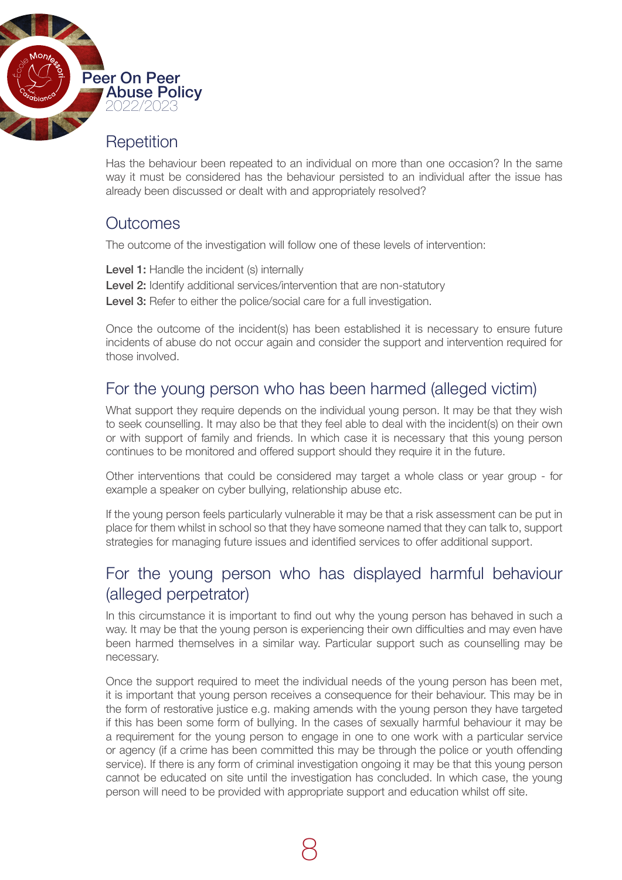## Repetition

Has the behaviour been repeated to an individual on more than one occasion? In the same way it must be considered has the behaviour persisted to an individual after the issue has already been discussed or dealt with and appropriately resolved?

## Outcomes

The outcome of the investigation will follow one of these levels of intervention:

**Level 1:** Handle the incident (s) internally
**Level 2:** Identify additional services/intervention that are non-statutory
**Level 3:** Refer to either the police/social care for a full investigation.

Once the outcome of the incident(s) has been established it is necessary to ensure future incidents of abuse do not occur again and consider the support and intervention required for those involved.

## For the young person who has been harmed (alleged victim)

What support they require depends on the individual young person. It may be that they wish to seek counselling. It may also be that they feel able to deal with the incident(s) on their own or with support of family and friends. In which case it is necessary that this young person continues to be monitored and offered support should they require it in the future.

Other interventions that could be considered may target a whole class or year group - for example a speaker on cyber bullying, relationship abuse etc.

If the young person feels particularly vulnerable it may be that a risk assessment can be put in place for them whilst in school so that they have someone named that they can talk to, support strategies for managing future issues and identified services to offer additional support.

## For the young person who has displayed harmful behaviour (alleged perpetrator)

In this circumstance it is important to find out why the young person has behaved in such a way. It may be that the young person is experiencing their own difficulties and may even have been harmed themselves in a similar way. Particular support such as counselling may be necessary.

Once the support required to meet the individual needs of the young person has been met, it is important that young person receives a consequence for their behaviour. This may be in the form of restorative justice e.g. making amends with the young person they have targeted if this has been some form of bullying. In the cases of sexually harmful behaviour it may be a requirement for the young person to engage in one to one work with a particular service or agency (if a crime has been committed this may be through the police or youth offending service). If there is any form of criminal investigation ongoing it may be that this young person cannot be educated on site until the investigation has concluded. In which case, the young person will need to be provided with appropriate support and education whilst off site.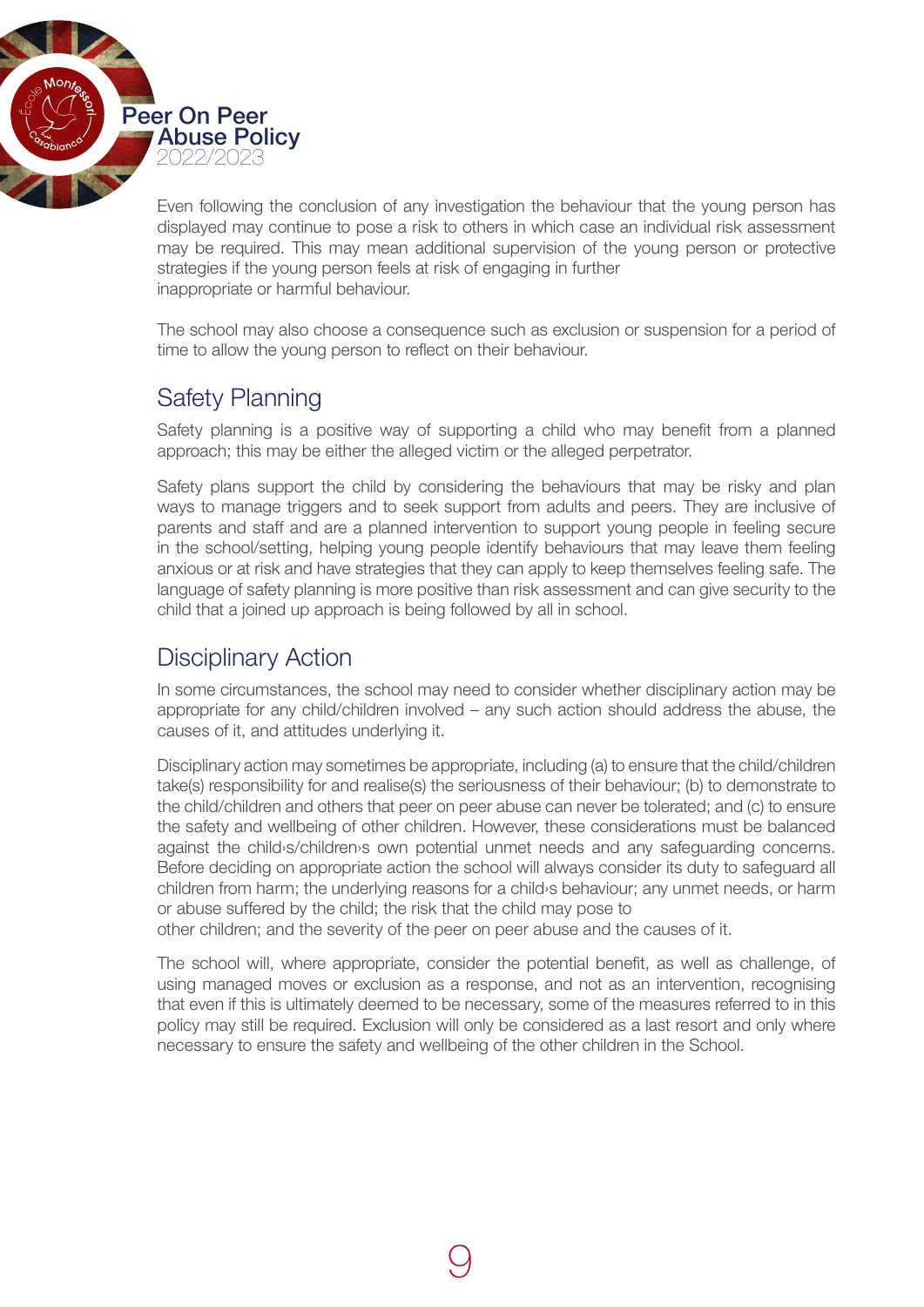Even following the conclusion of any investigation the behaviour that the young person has displayed may continue to pose a risk to others in which case an individual risk assessment may be required. This may mean additional supervision of the young person or protective strategies if the young person feels at risk of engaging in further inappropriate or harmful behaviour.

The school may also choose a consequence such as exclusion or suspension for a period of time to allow the young person to reflect on their behaviour.

## Safety Planning

Safety planning is a positive way of supporting a child who may benefit from a planned approach; this may be either the alleged victim or the alleged perpetrator.

Safety plans support the child by considering the behaviours that may be risky and plan ways to manage triggers and to seek support from adults and peers. They are inclusive of parents and staff and are a planned intervention to support young people in feeling secure in the school/setting, helping young people identify behaviours that may leave them feeling anxious or at risk and have strategies that they can apply to keep themselves feeling safe. The language of safety planning is more positive than risk assessment and can give security to the child that a joined up approach is being followed by all in school.

## Disciplinary Action

In some circumstances, the school may need to consider whether disciplinary action may be appropriate for any child/children involved – any such action should address the abuse, the causes of it, and attitudes underlying it.

Disciplinary action may sometimes be appropriate, including (a) to ensure that the child/children take(s) responsibility for and realise(s) the seriousness of their behaviour; (b) to demonstrate to the child/children and others that peer on peer abuse can never be tolerated; and (c) to ensure the safety and wellbeing of other children. However, these considerations must be balanced against the child›s/children›s own potential unmet needs and any safeguarding concerns. Before deciding on appropriate action the school will always consider its duty to safeguard all children from harm; the underlying reasons for a child›s behaviour; any unmet needs, or harm or abuse suffered by the child; the risk that the child may pose to other children; and the severity of the peer on peer abuse and the causes of it.

The school will, where appropriate, consider the potential benefit, as well as challenge, of using managed moves or exclusion as a response, and not as an intervention, recognising that even if this is ultimately deemed to be necessary, some of the measures referred to in this policy may still be required. Exclusion will only be considered as a last resort and only where necessary to ensure the safety and wellbeing of the other children in the School.